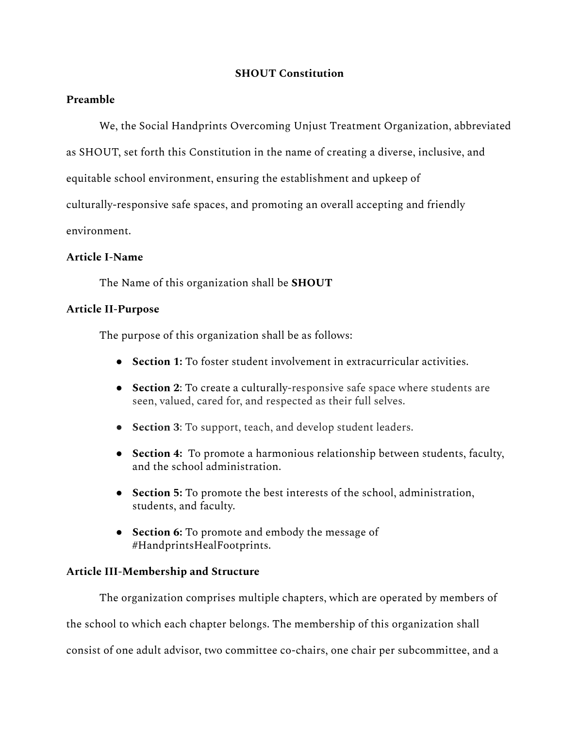# SHOUT Constitution

## Preamble

We, the Social Handprints Overcoming Unjust Treatment Organization, abbreviated as SHOUT, set forth this Constitution in the name of creating a diverse, inclusive, and equitable school environment, ensuring the establishment and upkeep of culturally-responsive safe spaces, and promoting an overall accepting and friendly environment.

## Article I-Name

The Name of this organization shall be **SHOUT**

## Article II-Purpose

The purpose of this organization shall be as follows:

- **Section 1:** To foster student involvement in extracurricular activities.
- **Section 2**: To create a culturally-responsive safe space where students are seen, valued, cared for, and respected as their full selves.
- **Section 3**: To support, teach, and develop student leaders.
- **Section 4:** To promote a harmonious relationship between students, faculty, and the school administration.
- **Section 5:** To promote the best interests of the school, administration, students, and faculty.
- **Section 6:** To promote and embody the message of #HandprintsHealFootprints.

## Article III-Membership and Structure

The organization comprises multiple chapters, which are operated by members of the school to which each chapter belongs. The membership of this organization shall consist of one adult advisor, two committee co-chairs, one chair per subcommittee, and a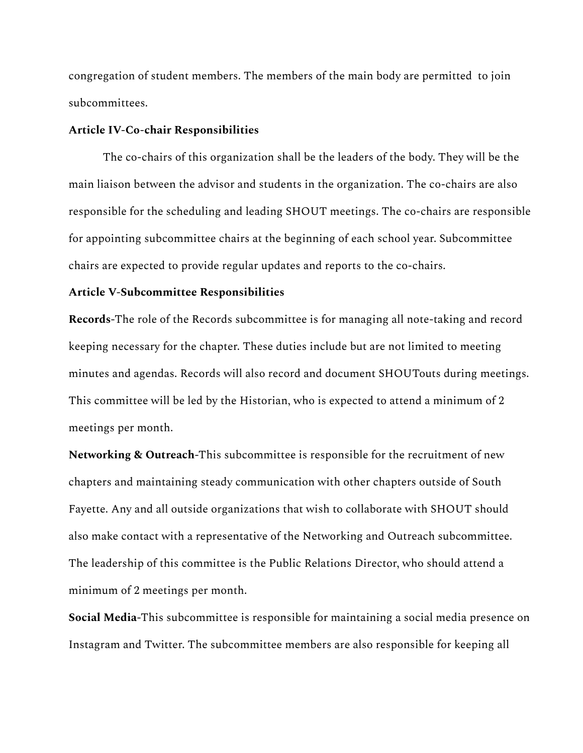congregation of student members. The members of the main body are permitted to join subcommittees.

**Article IV-Co-chair Responsibilities**

The co-chairs of this organization shall be the leaders of the body. They will be the main liaison between the advisor and students in the organization. The co-chairs are also responsible for the scheduling and leading SHOUT meetings. The co-chairs are responsible for appointing subcommittee chairs at the beginning of each school year. Subcommittee chairs are expected to provide regular updates and reports to the co-chairs.

**Article V-Subcommittee Responsibilities**

**Records**-The role of the Records subcommittee is for managing all note-taking and record keeping necessary for the chapter. These duties include but are not limited to meeting minutes and agendas. Records will also record and document SHOUTouts during meetings. This committee will be led by the Historian, who is expected to attend a minimum of 2 meetings per month.

**Networking & Outreach**-This subcommittee is responsible for the recruitment of new chapters and maintaining steady communication with other chapters outside of South Fayette. Any and all outside organizations that wish to collaborate with SHOUT should also make contact with a representative of the Networking and Outreach subcommittee. The leadership of this committee is the Public Relations Director, who should attend a minimum of 2 meetings per month.

**Social Media**-This subcommittee is responsible for maintaining a social media presence on Instagram and Twitter. The subcommittee members are also responsible for keeping all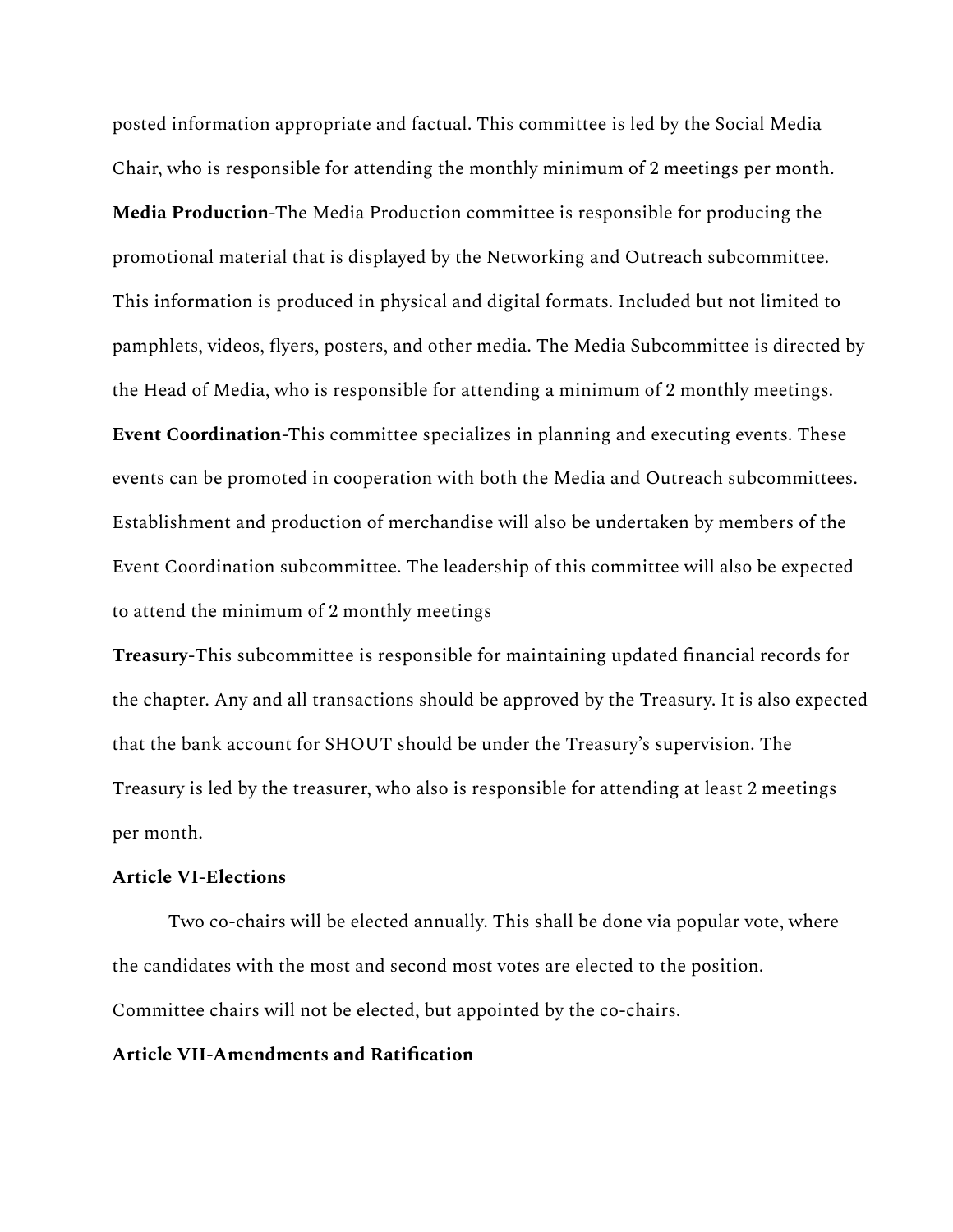posted information appropriate and factual. This committee is led by the Social Media Chair, who is responsible for attending the monthly minimum of 2 meetings per month.

**Media Production**-The Media Production committee is responsible for producing the promotional material that is displayed by the Networking and Outreach subcommittee. This information is produced in physical and digital formats. Included but not limited to pamphlets, videos, flyers, posters, and other media. The Media Subcommittee is directed by the Head of Media, who is responsible for attending a minimum of 2 monthly meetings.

**Event Coordination**-This committee specializes in planning and executing events. These events can be promoted in cooperation with both the Media and Outreach subcommittees. Establishment and production of merchandise will also be undertaken by members of the Event Coordination subcommittee. The leadership of this committee will also be expected to attend the minimum of 2 monthly meetings

**Treasury**-This subcommittee is responsible for maintaining updated financial records for the chapter. Any and all transactions should be approved by the Treasury. It is also expected that the bank account for SHOUT should be under the Treasury's supervision. The Treasury is led by the treasurer, who also is responsible for attending at least 2 meetings per month.

**Article VI-Elections**

Two co-chairs will be elected annually. This shall be done via popular vote, where the candidates with the most and second most votes are elected to the position. Committee chairs will not be elected, but appointed by the co-chairs.

**Article VII-Amendments and Ratification**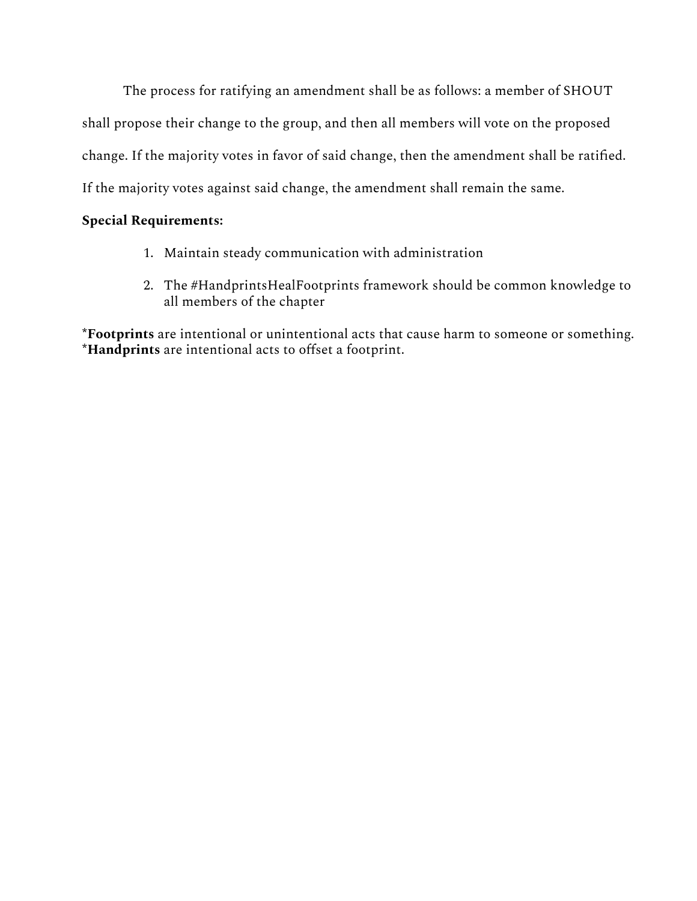The process for ratifying an amendment shall be as follows: a member of SHOUT shall propose their change to the group, and then all members will vote on the proposed change. If the majority votes in favor of said change, then the amendment shall be ratified. If the majority votes against said change, the amendment shall remain the same.

**Special Requirements:**

1. Maintain steady communication with administration
2. The #HandprintsHealFootprints framework should be common knowledge to all members of the chapter

*__Footprints__ are intentional or unintentional acts that cause harm to someone or something.
*__Handprints__ are intentional acts to offset a footprint.